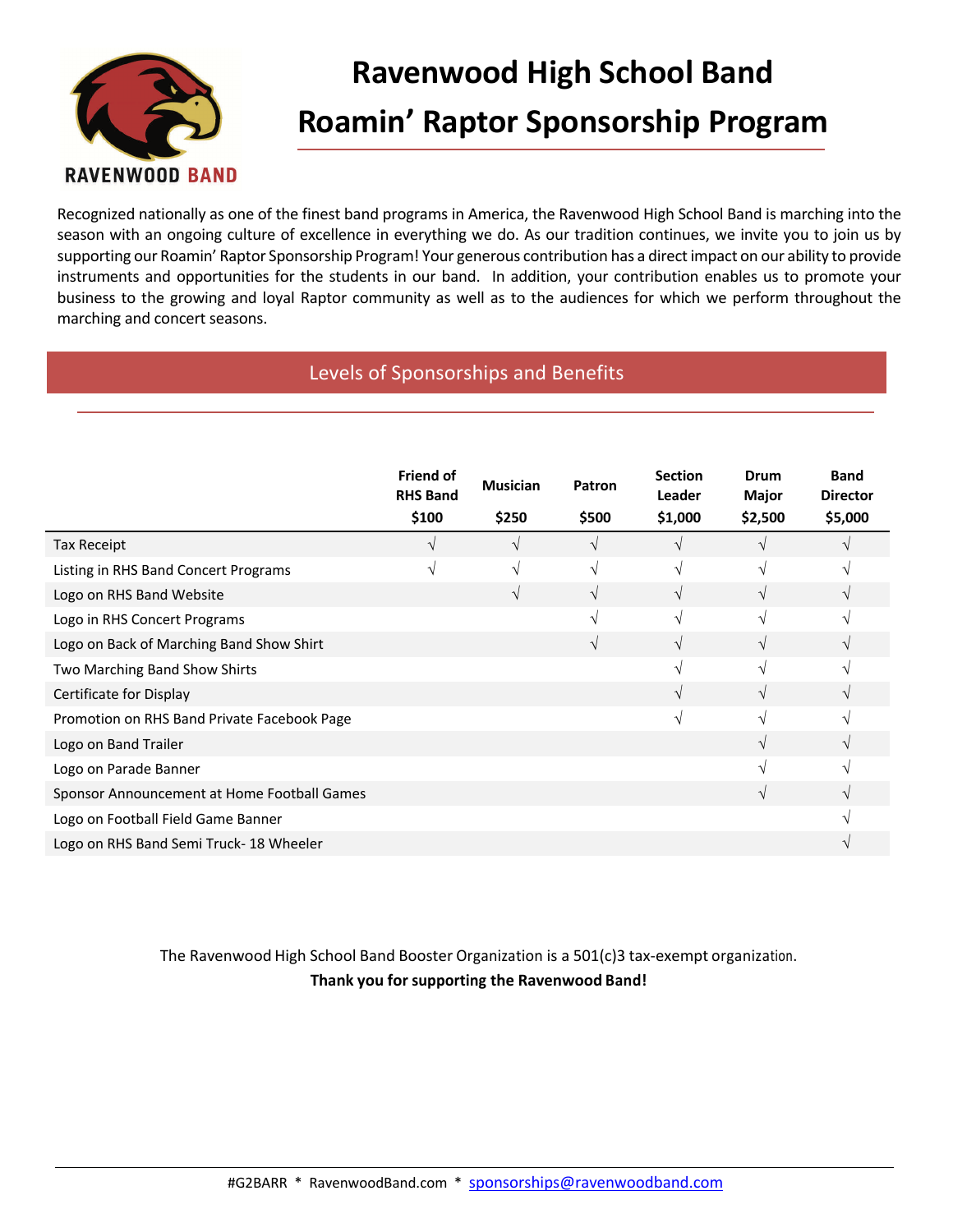RAVENWOOD BAND

# Ravenwood High School Band
# Roamin' Raptor Sponsorship Program

Recognized nationally as one of the finest band programs in America, the Ravenwood High School Band is marching into the season with an ongoing culture of excellence in everything we do. As our tradition continues, we invite you to join us by supporting our Roamin' Raptor Sponsorship Program! Your generous contribution has a direct impact on our ability to provide instruments and opportunities for the students in our band. In addition, your contribution enables us to promote your business to the growing and loyal Raptor community as well as to the audiences for which we perform throughout the marching and concert seasons.

## Levels of Sponsorships and Benefits

| | Friend of RHS Band $100 | Musician $250 | Patron $500 | Section Leader $1,000 | Drum Major $2,500 | Band Director $5,000 |
|---|---|---|---|---|---|---|
| Tax Receipt | √ | √ | √ | √ | √ | √ |
| Listing in RHS Band Concert Programs | √ | √ | √ | √ | √ | √ |
| Logo on RHS Band Website | | √ | √ | √ | √ | √ |
| Logo in RHS Concert Programs | | | √ | √ | √ | √ |
| Logo on Back of Marching Band Show Shirt | | | √ | √ | √ | √ |
| Two Marching Band Show Shirts | | | | √ | √ | √ |
| Certificate for Display | | | | √ | √ | √ |
| Promotion on RHS Band Private Facebook Page | | | | √ | √ | √ |
| Logo on Band Trailer | | | | | √ | √ |
| Logo on Parade Banner | | | | | √ | √ |
| Sponsor Announcement at Home Football Games | | | | | √ | √ |
| Logo on Football Field Game Banner | | | | | | √ |
| Logo on RHS Band Semi Truck- 18 Wheeler | | | | | | √ |

The Ravenwood High School Band Booster Organization is a 501(c)3 tax-exempt organization.

**Thank you for supporting the Ravenwood Band!**

#G2BARR * RavenwoodBand.com * sponsorships@ravenwoodband.com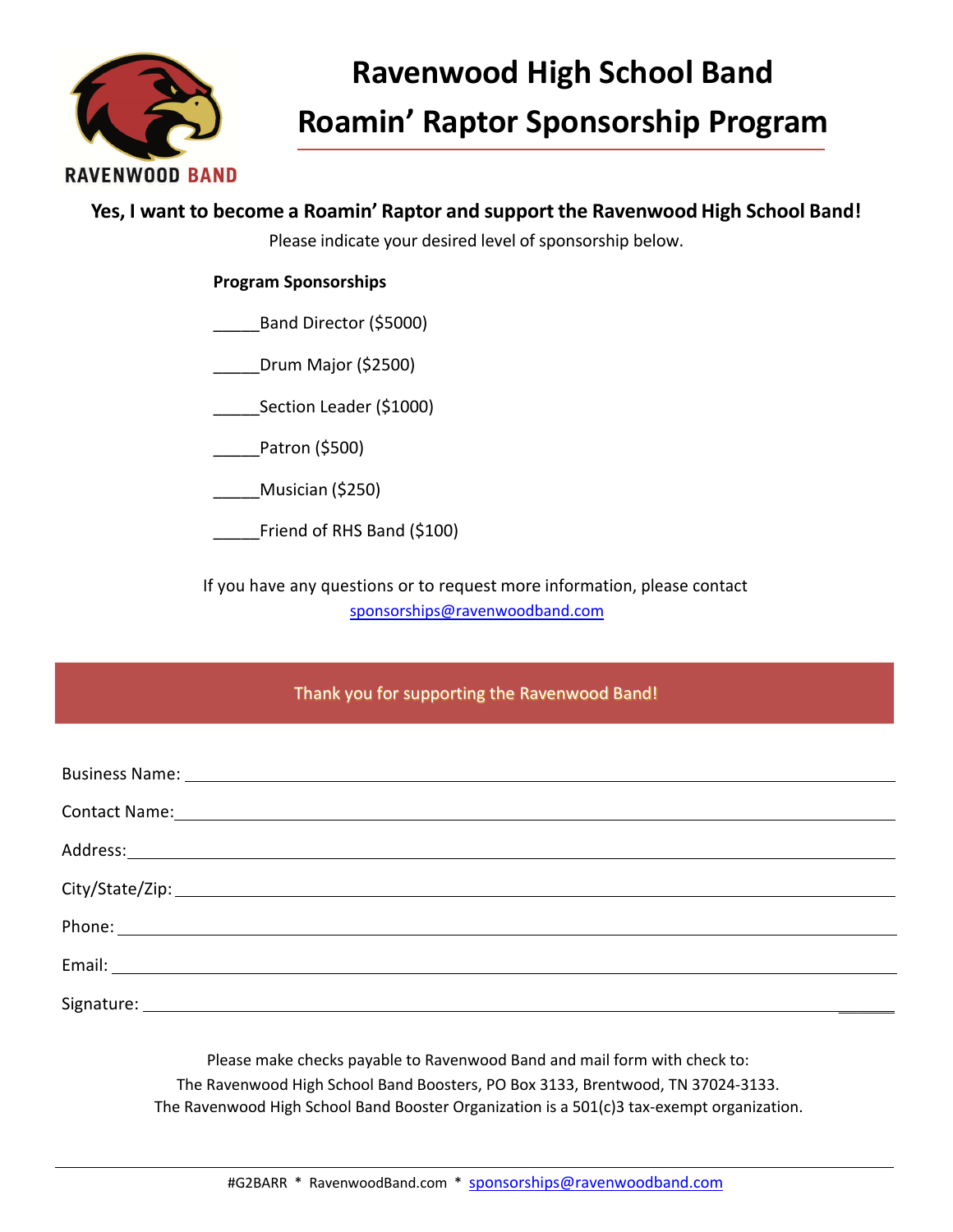RAVENWOOD BAND

# Ravenwood High School Band
# Roamin' Raptor Sponsorship Program

**Yes, I want to become a Roamin' Raptor and support the Ravenwood High School Band!**

Please indicate your desired level of sponsorship below.

**Program Sponsorships**

_____Band Director ($5000)

_____Drum Major ($2500)

_____Section Leader ($1000)

_____Patron ($500)

_____Musician ($250)

_____Friend of RHS Band ($100)

If you have any questions or to request more information, please contact
sponsorships@ravenwoodband.com

Thank you for supporting the Ravenwood Band!

Business Name: ______________________________

Contact Name: ______________________________

Address: ______________________________

City/State/Zip: ______________________________

Phone: ______________________________

Email: ______________________________

Signature: ______________________________

Please make checks payable to Ravenwood Band and mail form with check to:
The Ravenwood High School Band Boosters, PO Box 3133, Brentwood, TN 37024-3133.
The Ravenwood High School Band Booster Organization is a 501(c)3 tax-exempt organization.

#G2BARR * RavenwoodBand.com * sponsorships@ravenwoodband.com